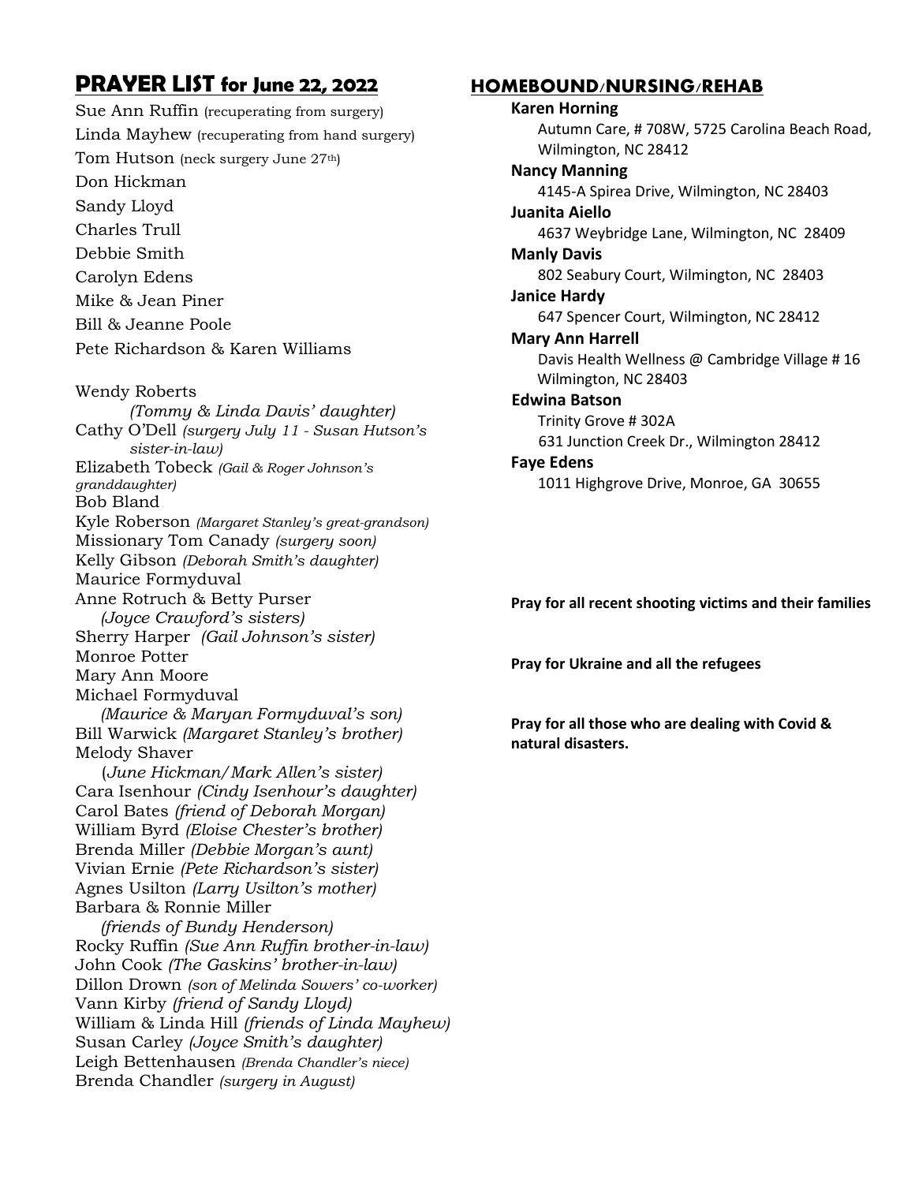# PRAYER LIST for June 22, 2022

Sue Ann Ruffin (recuperating from surgery)
Linda Mayhew (recuperating from hand surgery)
Tom Hutson (neck surgery June 27th)
Don Hickman
Sandy Lloyd
Charles Trull
Debbie Smith
Carolyn Edens
Mike & Jean Piner
Bill & Jeanne Poole
Pete Richardson & Karen Williams

Wendy Roberts *(Tommy & Linda Davis' daughter)*
Cathy O'Dell *(surgery July 11 - Susan Hutson's sister-in-law)*
Elizabeth Tobeck *(Gail & Roger Johnson's granddaughter)*
Bob Bland
Kyle Roberson *(Margaret Stanley's great-grandson)*
Missionary Tom Canady *(surgery soon)*
Kelly Gibson *(Deborah Smith's daughter)*
Maurice Formyduval
Anne Rotruch & Betty Purser *(Joyce Crawford's sisters)*
Sherry Harper *(Gail Johnson's sister)*
Monroe Potter
Mary Ann Moore
Michael Formyduval *(Maurice & Maryan Formyduval's son)*
Bill Warwick *(Margaret Stanley's brother)*
Melody Shaver (*June Hickman/Mark Allen's sister)*
Cara Isenhour *(Cindy Isenhour's daughter)*
Carol Bates *(friend of Deborah Morgan)*
William Byrd *(Eloise Chester's brother)*
Brenda Miller *(Debbie Morgan's aunt)*
Vivian Ernie *(Pete Richardson's sister)*
Agnes Usilton *(Larry Usilton's mother)*
Barbara & Ronnie Miller *(friends of Bundy Henderson)*
Rocky Ruffin *(Sue Ann Ruffin brother-in-law)*
John Cook *(The Gaskins' brother-in-law)*
Dillon Drown *(son of Melinda Sowers' co-worker)*
Vann Kirby *(friend of Sandy Lloyd)*
William & Linda Hill *(friends of Linda Mayhew)*
Susan Carley *(Joyce Smith's daughter)*
Leigh Bettenhausen *(Brenda Chandler's niece)*
Brenda Chandler *(surgery in August)*

## HOMEBOUND/NURSING/REHAB

**Karen Horning**
Autumn Care, # 708W, 5725 Carolina Beach Road, Wilmington, NC 28412

**Nancy Manning**
4145-A Spirea Drive, Wilmington, NC 28403

**Juanita Aiello**
4637 Weybridge Lane, Wilmington, NC 28409

**Manly Davis**
802 Seabury Court, Wilmington, NC 28403

**Janice Hardy**
647 Spencer Court, Wilmington, NC 28412

**Mary Ann Harrell**
Davis Health Wellness @ Cambridge Village # 16
Wilmington, NC 28403

**Edwina Batson**
Trinity Grove # 302A
631 Junction Creek Dr., Wilmington 28412

**Faye Edens**
1011 Highgrove Drive, Monroe, GA 30655

**Pray for all recent shooting victims and their families**

**Pray for Ukraine and all the refugees**

**Pray for all those who are dealing with Covid & natural disasters.**